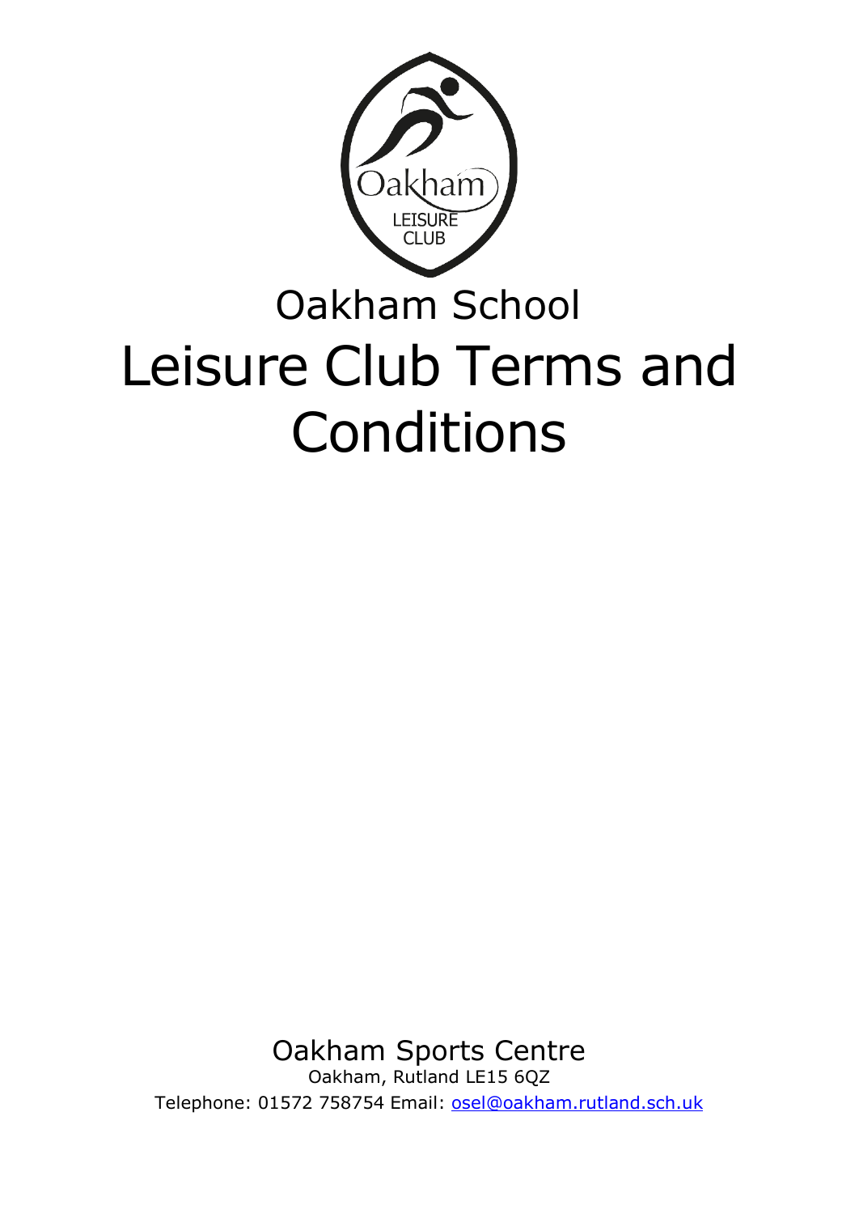Oakham LEISURE CLUB

# Oakham School

# Leisure Club Terms and Conditions

Oakham Sports Centre

Oakham, Rutland LE15 6QZ

Telephone: 01572 758754 Email: [osel@oakham.rutland.sch.uk](mailto:osel@oakham.rutland.sch.uk)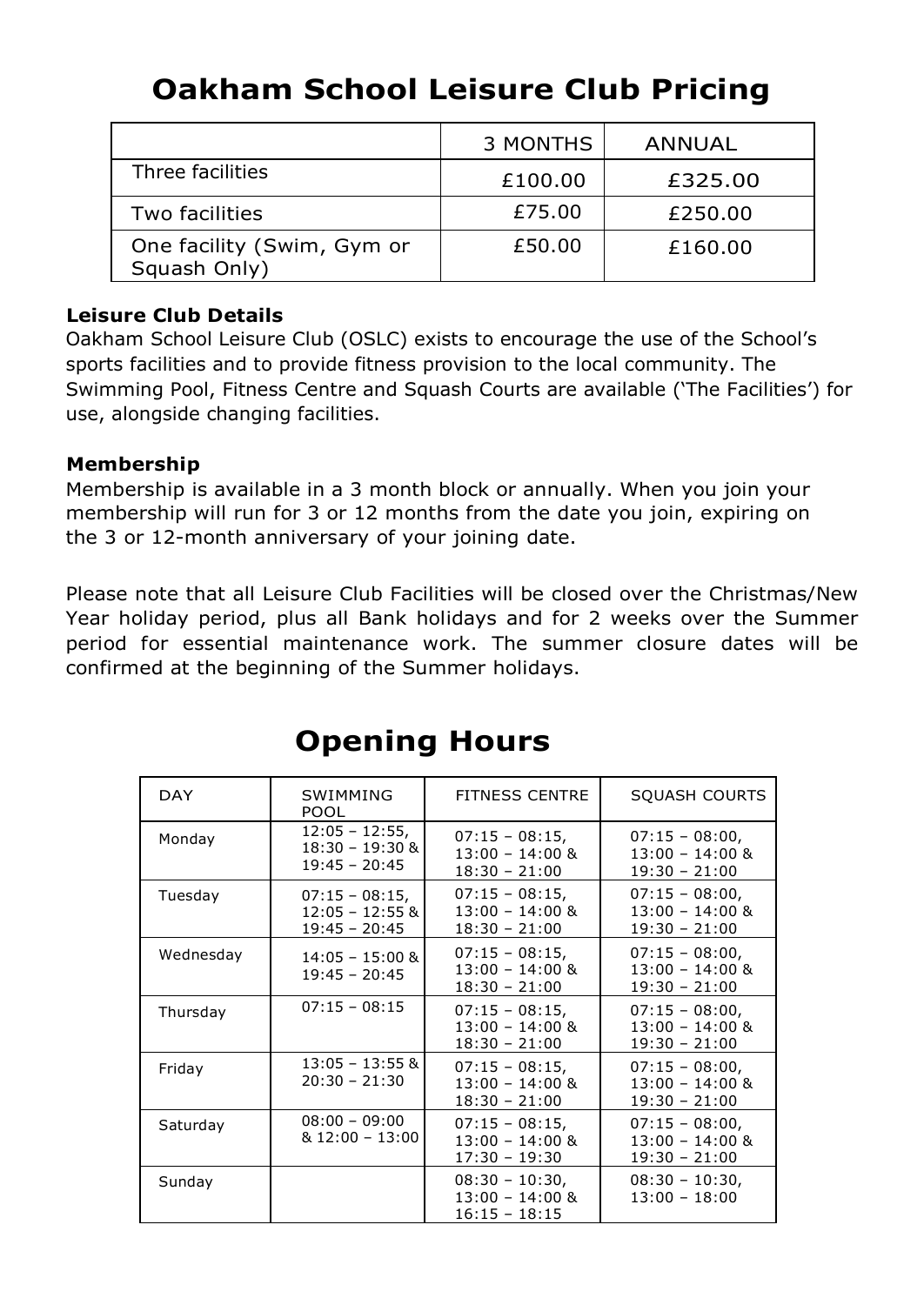# Oakham School Leisure Club Pricing

| | 3 MONTHS | ANNUAL |
|---|---|---|
| Three facilities | £100.00 | £325.00 |
| Two facilities | £75.00 | £250.00 |
| One facility (Swim, Gym or Squash Only) | £50.00 | £160.00 |

**Leisure Club Details**
Oakham School Leisure Club (OSLC) exists to encourage the use of the School's sports facilities and to provide fitness provision to the local community. The Swimming Pool, Fitness Centre and Squash Courts are available ('The Facilities') for use, alongside changing facilities.

**Membership**
Membership is available in a 3 month block or annually. When you join your membership will run for 3 or 12 months from the date you join, expiring on the 3 or 12-month anniversary of your joining date.

Please note that all Leisure Club Facilities will be closed over the Christmas/New Year holiday period, plus all Bank holidays and for 2 weeks over the Summer period for essential maintenance work. The summer closure dates will be confirmed at the beginning of the Summer holidays.

# Opening Hours

| DAY | SWIMMING POOL | FITNESS CENTRE | SQUASH COURTS |
|---|---|---|---|
| Monday | 12:05 – 12:55, 18:30 – 19:30 & 19:45 – 20:45 | 07:15 – 08:15, 13:00 – 14:00 & 18:30 – 21:00 | 07:15 – 08:00, 13:00 – 14:00 & 19:30 – 21:00 |
| Tuesday | 07:15 – 08:15, 12:05 – 12:55 & 19:45 – 20:45 | 07:15 – 08:15, 13:00 – 14:00 & 18:30 – 21:00 | 07:15 – 08:00, 13:00 – 14:00 & 19:30 – 21:00 |
| Wednesday | 14:05 – 15:00 & 19:45 – 20:45 | 07:15 – 08:15, 13:00 – 14:00 & 18:30 – 21:00 | 07:15 – 08:00, 13:00 – 14:00 & 19:30 – 21:00 |
| Thursday | 07:15 – 08:15 | 07:15 – 08:15, 13:00 – 14:00 & 18:30 – 21:00 | 07:15 – 08:00, 13:00 – 14:00 & 19:30 – 21:00 |
| Friday | 13:05 – 13:55 & 20:30 – 21:30 | 07:15 – 08:15, 13:00 – 14:00 & 18:30 – 21:00 | 07:15 – 08:00, 13:00 – 14:00 & 19:30 – 21:00 |
| Saturday | 08:00 – 09:00 & 12:00 – 13:00 | 07:15 – 08:15, 13:00 – 14:00 & 17:30 – 19:30 | 07:15 – 08:00, 13:00 – 14:00 & 19:30 – 21:00 |
| Sunday | | 08:30 – 10:30, 13:00 – 14:00 & 16:15 – 18:15 | 08:30 – 10:30, 13:00 – 18:00 |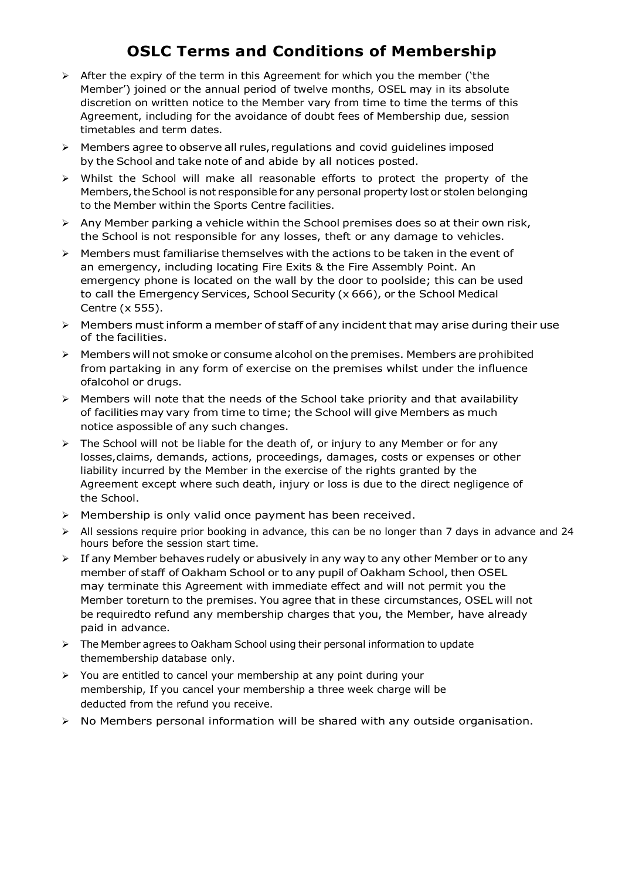# OSLC Terms and Conditions of Membership

- After the expiry of the term in this Agreement for which you the member ('the Member') joined or the annual period of twelve months, OSEL may in its absolute discretion on written notice to the Member vary from time to time the terms of this Agreement, including for the avoidance of doubt fees of Membership due, session timetables and term dates.
- Members agree to observe all rules, regulations and covid guidelines imposed by the School and take note of and abide by all notices posted.
- Whilst the School will make all reasonable efforts to protect the property of the Members, the School is not responsible for any personal property lost or stolen belonging to the Member within the Sports Centre facilities.
- Any Member parking a vehicle within the School premises does so at their own risk, the School is not responsible for any losses, theft or any damage to vehicles.
- Members must familiarise themselves with the actions to be taken in the event of an emergency, including locating Fire Exits & the Fire Assembly Point. An emergency phone is located on the wall by the door to poolside; this can be used to call the Emergency Services, School Security (x 666), or the School Medical Centre (x 555).
- Members must inform a member of staff of any incident that may arise during their use of the facilities.
- Members will not smoke or consume alcohol on the premises. Members are prohibited from partaking in any form of exercise on the premises whilst under the influence ofalcohol or drugs.
- Members will note that the needs of the School take priority and that availability of facilities may vary from time to time; the School will give Members as much notice aspossible of any such changes.
- The School will not be liable for the death of, or injury to any Member or for any losses,claims, demands, actions, proceedings, damages, costs or expenses or other liability incurred by the Member in the exercise of the rights granted by the Agreement except where such death, injury or loss is due to the direct negligence of the School.
- Membership is only valid once payment has been received.
- All sessions require prior booking in advance, this can be no longer than 7 days in advance and 24 hours before the session start time.
- If any Member behaves rudely or abusively in any way to any other Member or to any member of staff of Oakham School or to any pupil of Oakham School, then OSEL may terminate this Agreement with immediate effect and will not permit you the Member toreturn to the premises. You agree that in these circumstances, OSEL will not be requiredto refund any membership charges that you, the Member, have already paid in advance.
- The Member agrees to Oakham School using their personal information to update themembership database only.
- You are entitled to cancel your membership at any point during your membership, If you cancel your membership a three week charge will be deducted from the refund you receive.
- No Members personal information will be shared with any outside organisation.